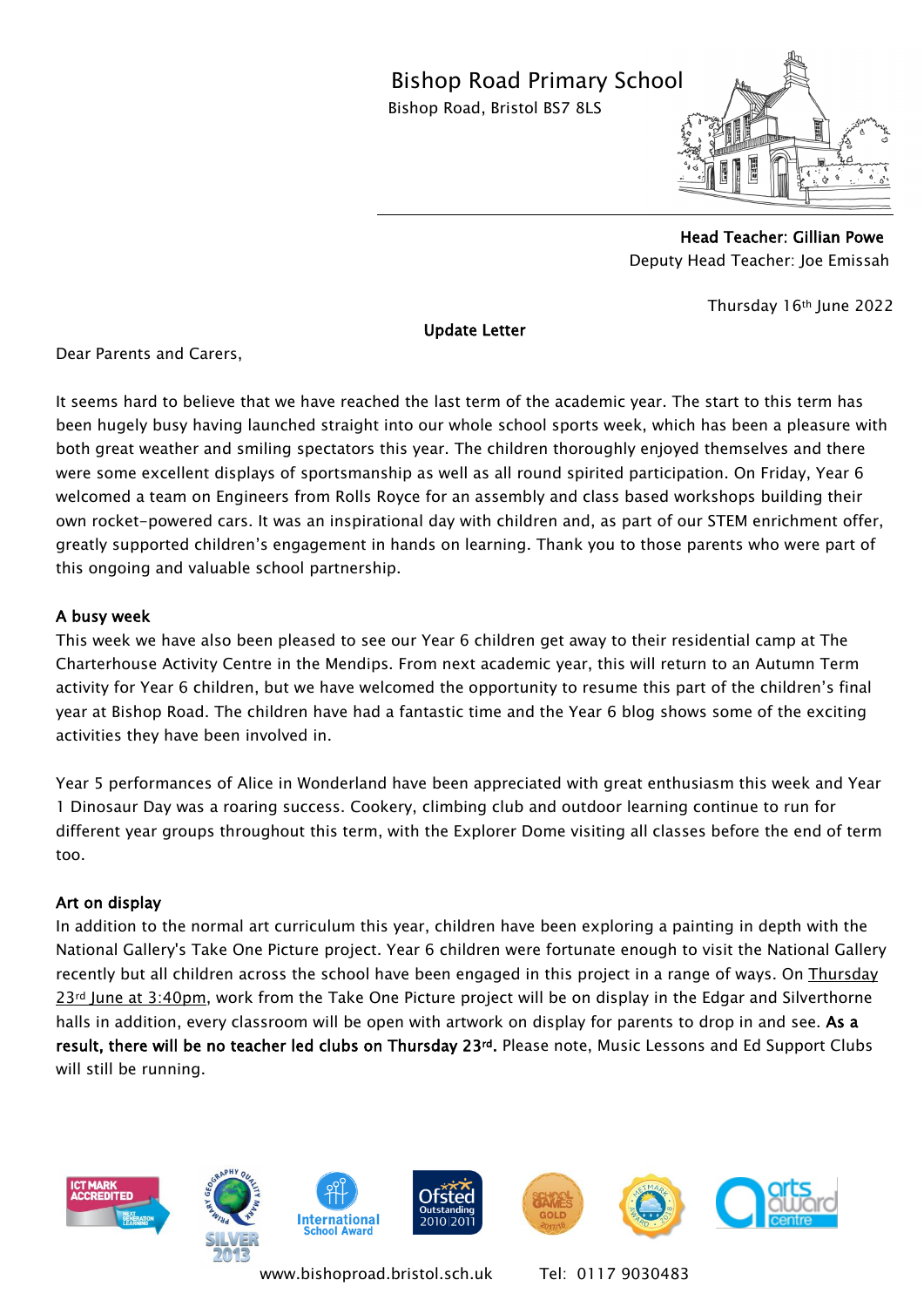# Bishop Road Primary School

Bishop Road, Bristol BS7 8LS

**Head Teacher: Gillian Powe**
Deputy Head Teacher: Joe Emissah

Thursday 16th June 2022

**Update Letter**

Dear Parents and Carers,

It seems hard to believe that we have reached the last term of the academic year. The start to this term has been hugely busy having launched straight into our whole school sports week, which has been a pleasure with both great weather and smiling spectators this year. The children thoroughly enjoyed themselves and there were some excellent displays of sportsmanship as well as all round spirited participation. On Friday, Year 6 welcomed a team on Engineers from Rolls Royce for an assembly and class based workshops building their own rocket-powered cars. It was an inspirational day with children and, as part of our STEM enrichment offer, greatly supported children's engagement in hands on learning. Thank you to those parents who were part of this ongoing and valuable school partnership.

**A busy week**

This week we have also been pleased to see our Year 6 children get away to their residential camp at The Charterhouse Activity Centre in the Mendips. From next academic year, this will return to an Autumn Term activity for Year 6 children, but we have welcomed the opportunity to resume this part of the children's final year at Bishop Road. The children have had a fantastic time and the Year 6 blog shows some of the exciting activities they have been involved in.

Year 5 performances of Alice in Wonderland have been appreciated with great enthusiasm this week and Year 1 Dinosaur Day was a roaring success. Cookery, climbing club and outdoor learning continue to run for different year groups throughout this term, with the Explorer Dome visiting all classes before the end of term too.

**Art on display**

In addition to the normal art curriculum this year, children have been exploring a painting in depth with the National Gallery's Take One Picture project. Year 6 children were fortunate enough to visit the National Gallery recently but all children across the school have been engaged in this project in a range of ways. On Thursday 23rd June at 3:40pm, work from the Take One Picture project will be on display in the Edgar and Silverthorne halls in addition, every classroom will be open with artwork on display for parents to drop in and see. **As a result, there will be no teacher led clubs on Thursday 23rd.** Please note, Music Lessons and Ed Support Clubs will still be running.

www.bishoproad.bristol.sch.uk Tel: 0117 9030483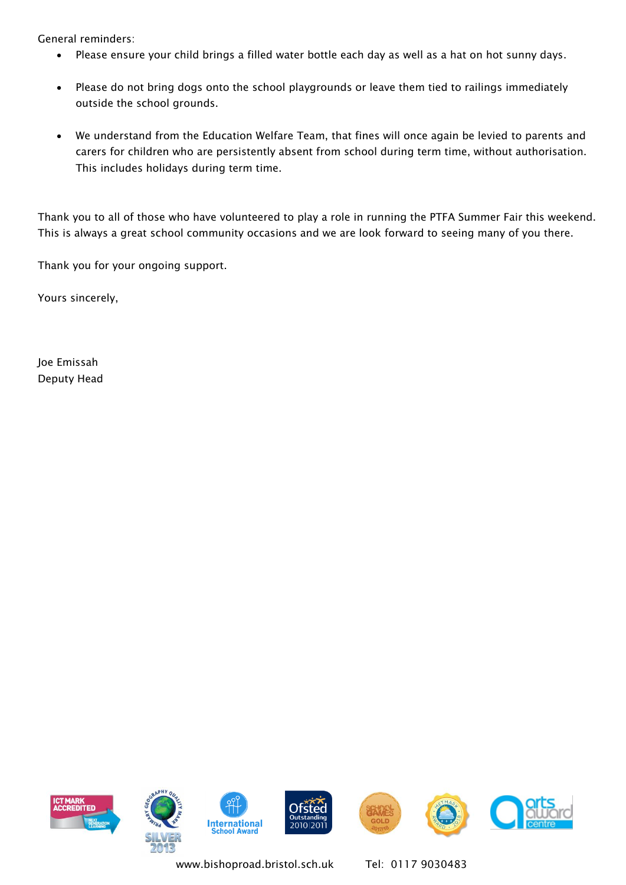General reminders:

- Please ensure your child brings a filled water bottle each day as well as a hat on hot sunny days.
- Please do not bring dogs onto the school playgrounds or leave them tied to railings immediately outside the school grounds.
- We understand from the Education Welfare Team, that fines will once again be levied to parents and carers for children who are persistently absent from school during term time, without authorisation. This includes holidays during term time.

Thank you to all of those who have volunteered to play a role in running the PTFA Summer Fair this weekend. This is always a great school community occasions and we are look forward to seeing many of you there.

Thank you for your ongoing support.

Yours sincerely,

Joe Emissah
Deputy Head

www.bishoproad.bristol.sch.uk Tel: 0117 9030483